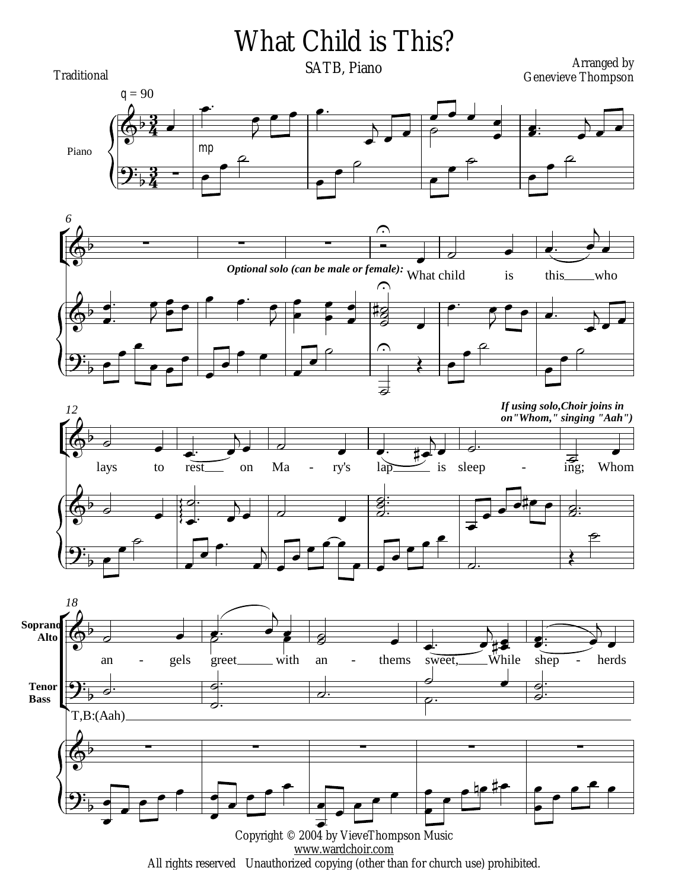# What Child is This?

SATB, Piano

Traditional

Arranged by
Genevieve Thompson

q = 90

Piano

mp

*Optional solo (can be male or female):*

What child is this who lays to rest on Ma - ry's lap is sleep - ing; Whom

***If using solo, Choir joins in on "Whom," singing "Aah")***

Soprano
Alto

an - gels greet with an - thems sweet, While shep - herds

Tenor
Bass

T,B:(Aah)

Copyright © 2004 by VieveThompson Music
www.wardchoir.com
All rights reserved Unauthorized copying (other than for church use) prohibited.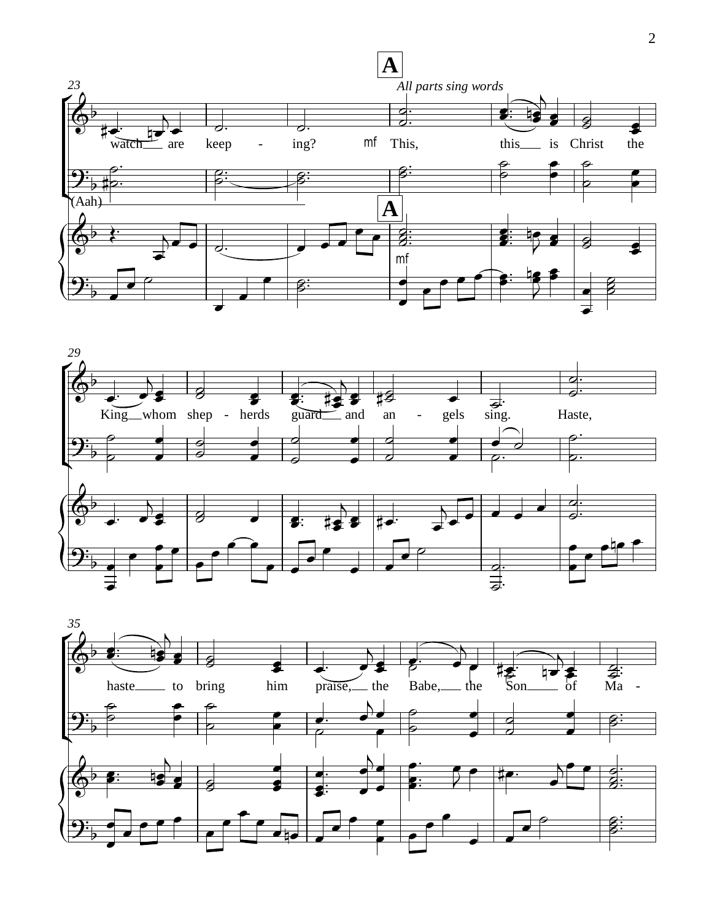**A**

*All parts sing words*

23

watch___ are keep - ing? **mf** This, this___ is Christ the

(Aah)

29

King___ whom shep - herds guard___ and an - gels sing. Haste,

35

haste___ to bring him praise,___ the Babe,___ the Son___ of Ma -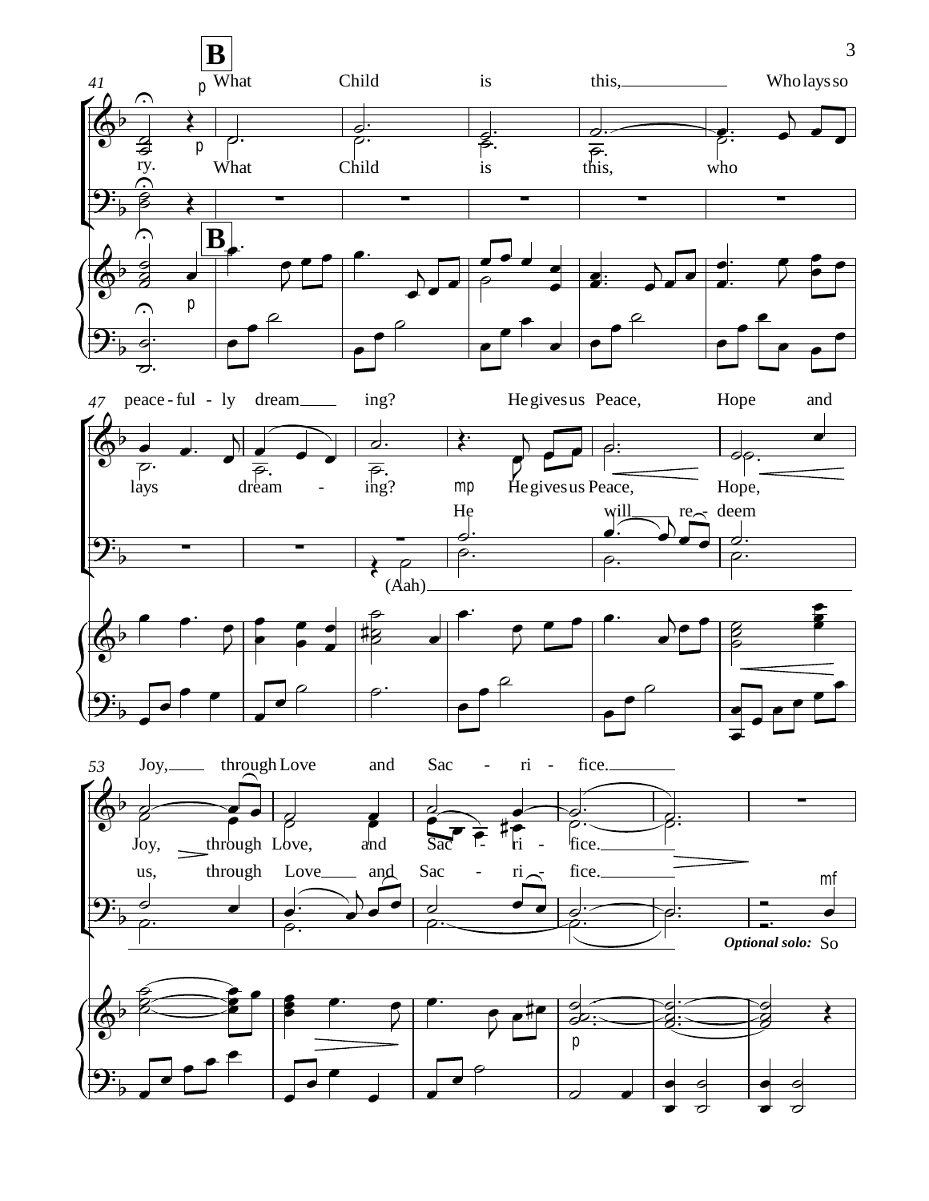**B**

41

What Child is this, Who lays so

ry. What Child is this, who

p

47

peace - ful - ly dream ing? He gives us Peace, Hope and

lays dream - ing? He gives us Peace, Hope,

mp

He will re - deem

(Aah)

53

Joy, through Love and Sac - ri - fice.

Joy, through Love, and Sac - ri - fice.

us, through Love and Sac - ri - fice.

mf

*Optional solo:* So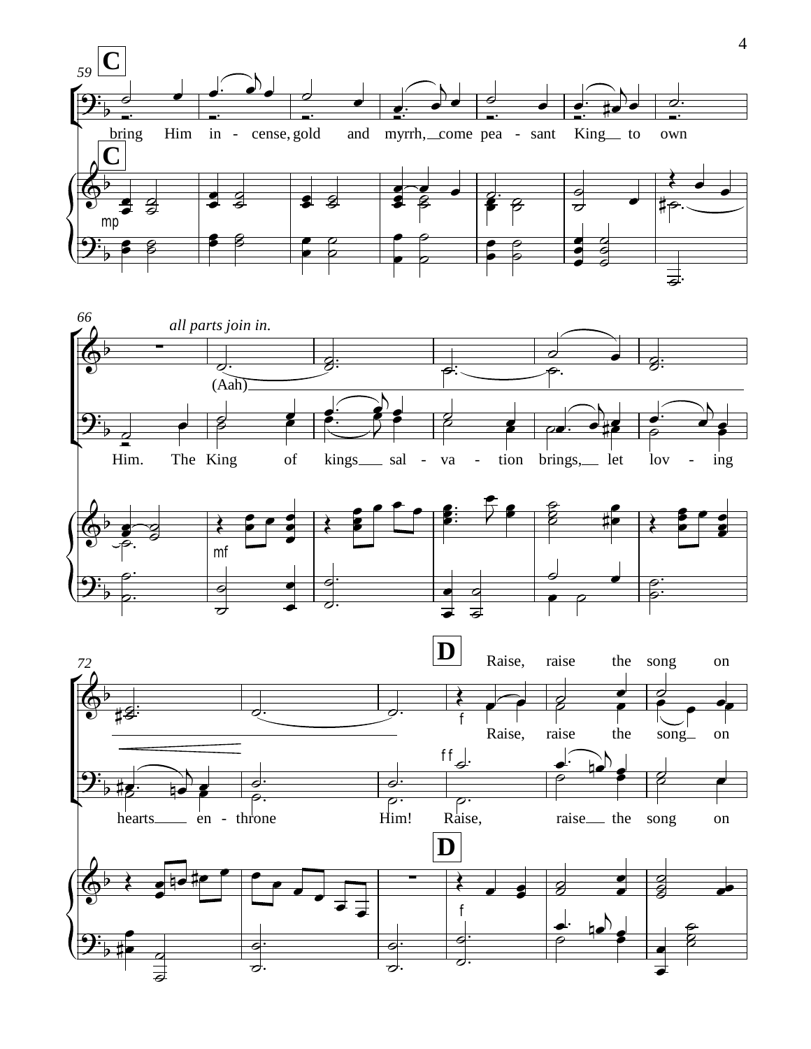C

bring Him in - cense, gold and myrrh, come pea - sant King to own

C

mp

all parts join in.

(Aah)

Him. The King of kings sal - va - tion brings, let lov - ing

mf

D

Raise, raise the song on

f

Raise, raise the song on

ff

hearts en - throne Him! Raise, raise the song on

D

f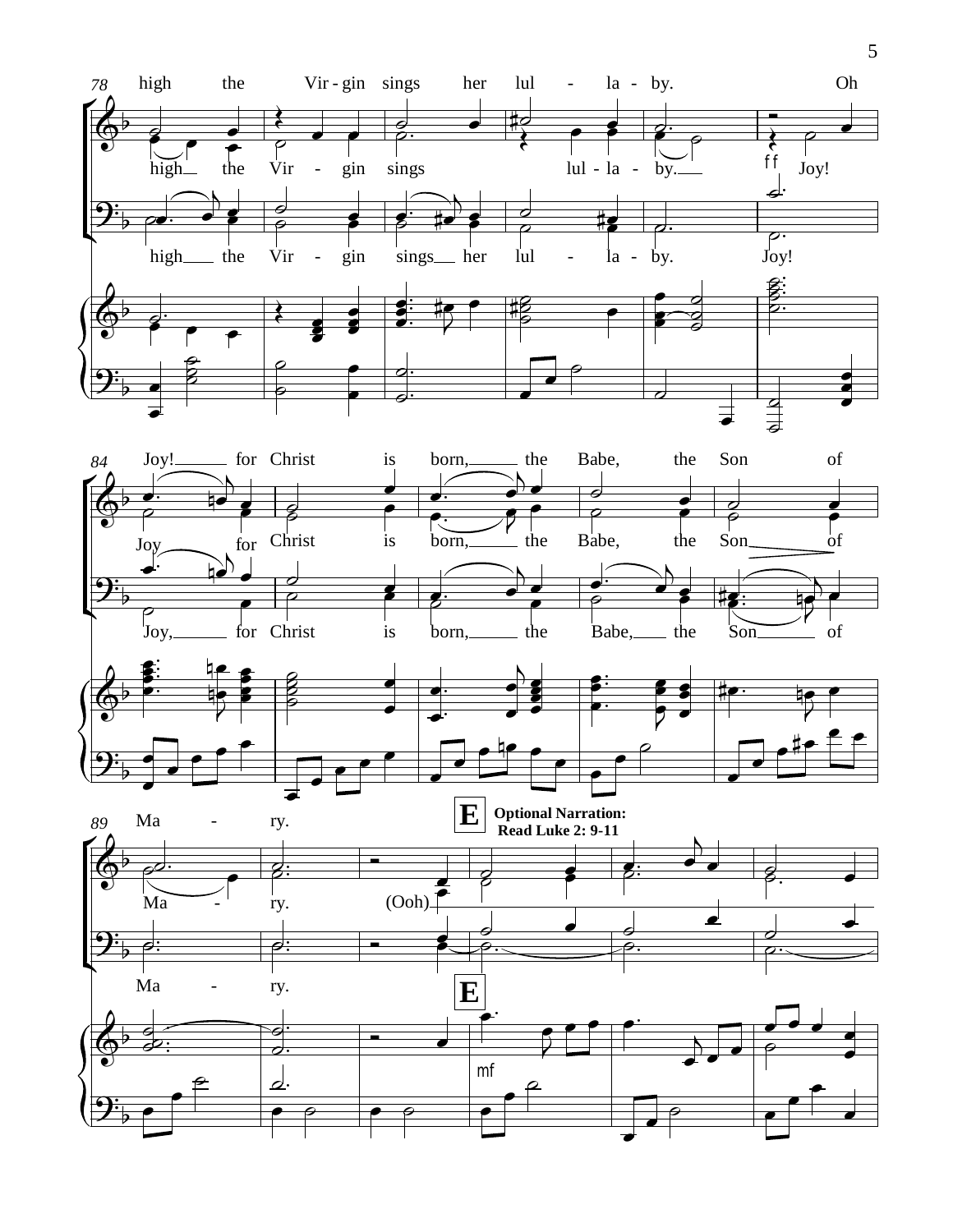78

high the Vir - gin sings her lul - la - by. Oh

high the Vir - gin sings lul - la - by. Joy!

high the Vir - gin sings her lul - la - by. Joy!

84

Joy! for Christ is born, the Babe, the Son of

Joy for Christ is born, the Babe, the Son of

Joy, for Christ is born, the Babe, the Son of

89

Ma - ry.

Ma - ry. (Ooh)

Ma - ry.

**E**

**Optional Narration: Read Luke 2: 9-11**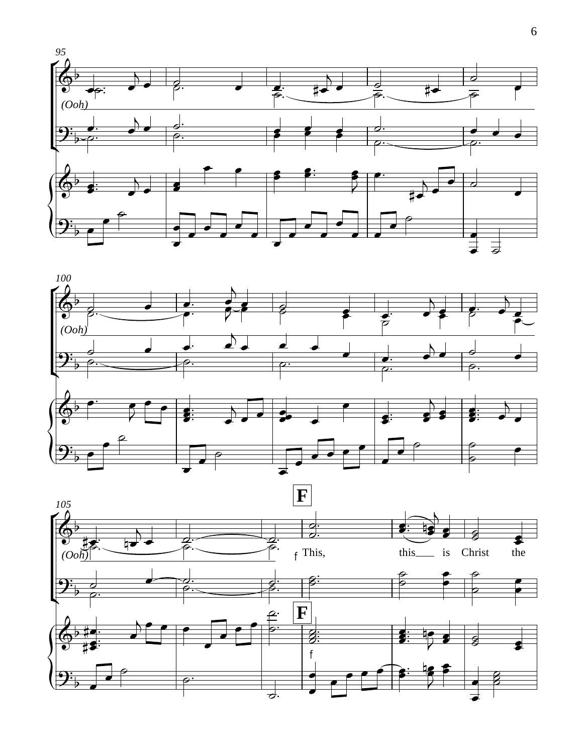95

(Ooh)

100

(Ooh)

105

**F**

(Ooh)

f This, this is Christ the

**F**

f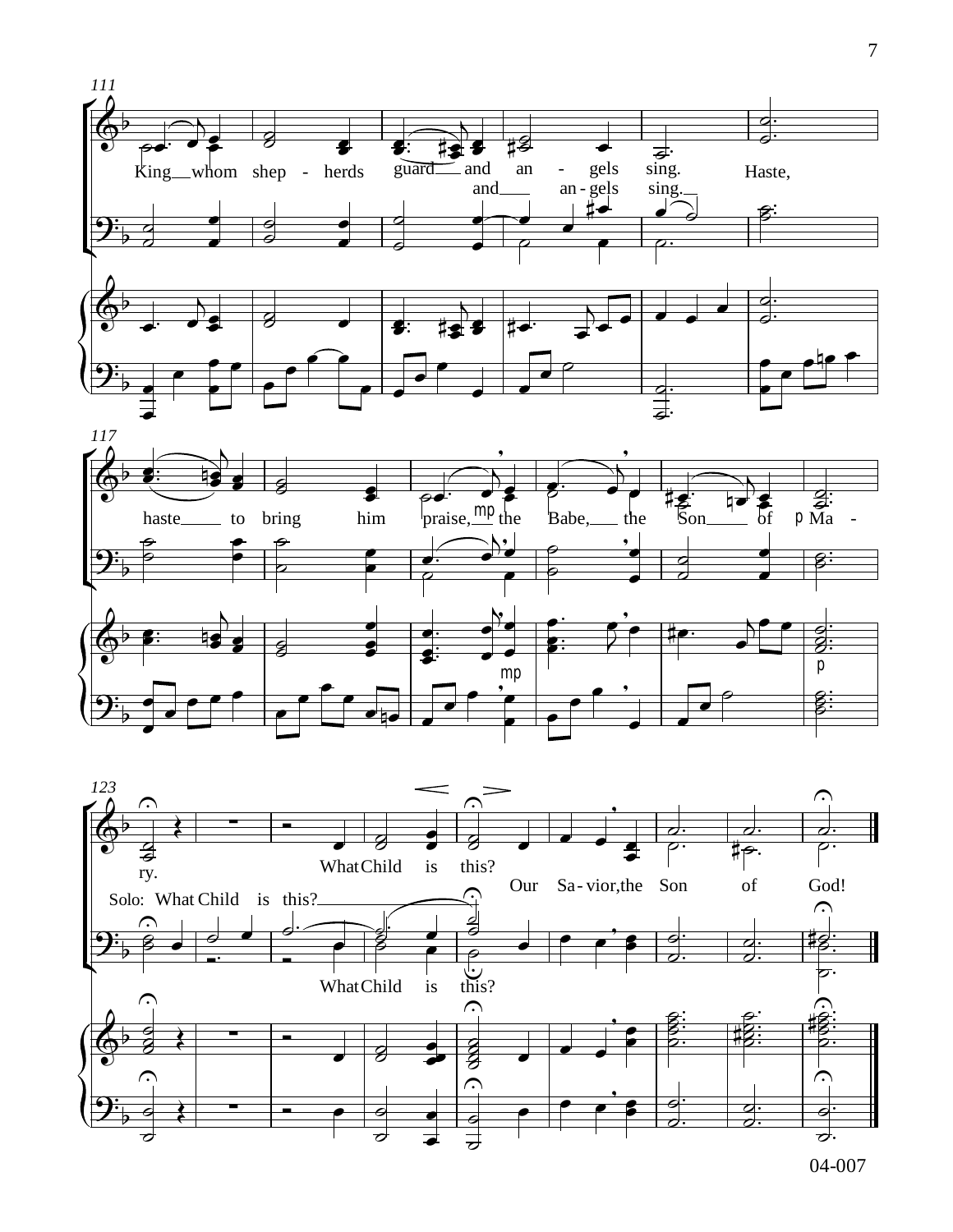111

King whom shep - herds guard and an - gels sing. Haste,

and an - gels sing.

117

haste to bring him praise, the Babe, the Son of Ma -

mp

p

123

ry. What Child is this?

Our Sa - vior, the Son of God!

Solo: What Child is this?

What Child is this?

04-007